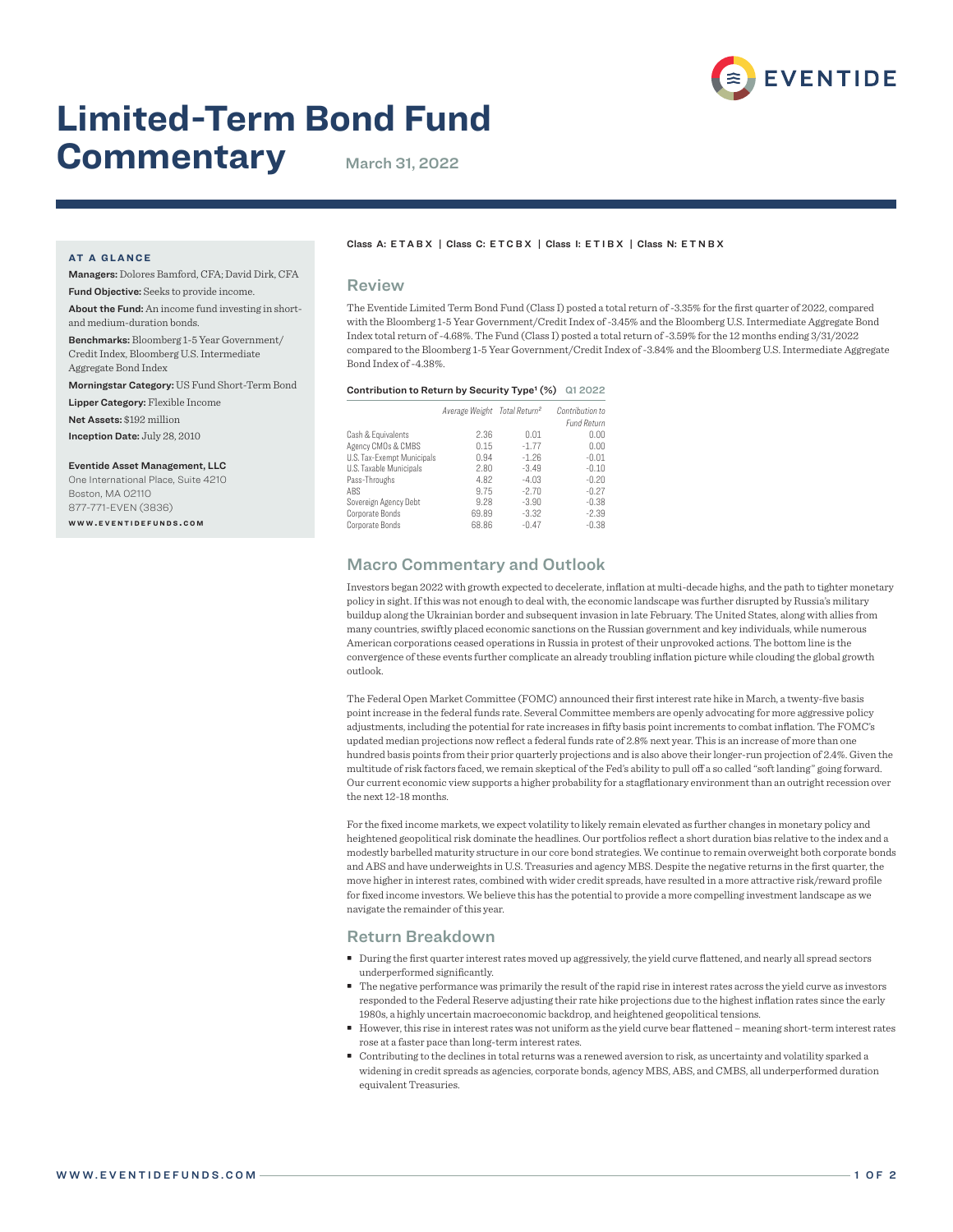# Limited-Term Bond Fund Commentary

March 31, 2022

**AT A GLANCE**

**Managers:** Dolores Bamford, CFA; David Dirk, CFA

**Fund Objective:** Seeks to provide income.

**About the Fund:** An income fund investing in short- and medium-duration bonds.

**Benchmarks:** Bloomberg 1-5 Year Government/Credit Index, Bloomberg U.S. Intermediate Aggregate Bond Index

**Morningstar Category:** US Fund Short-Term Bond

**Lipper Category:** Flexible Income

**Net Assets:** $192 million

**Inception Date:** July 28, 2010

**Eventide Asset Management, LLC**
One International Place, Suite 4210
Boston, MA 02110
877-771-EVEN (3836)
WWW.EVENTIDEFUNDS.COM

Class A: ETABX | Class C: ETCBX | Class I: ETIBX | Class N: ETNBX

## Review

The Eventide Limited Term Bond Fund (Class I) posted a total return of -3.35% for the first quarter of 2022, compared with the Bloomberg 1-5 Year Government/Credit Index of -3.45% and the Bloomberg U.S. Intermediate Aggregate Bond Index total return of -4.68%. The Fund (Class I) posted a total return of -3.59% for the 12 months ending 3/31/2022 compared to the Bloomberg 1-5 Year Government/Credit Index of -3.84% and the Bloomberg U.S. Intermediate Aggregate Bond Index of -4.38%.

**Contribution to Return by Security Type[1] (%)** Q1 2022

| | *Average Weight* | *Total Return[2]* | *Contribution to Fund Return* |
|---|---|---|---|
| Cash & Equivalents | 2.36 | 0.01 | 0.00 |
| Agency CMOs & CMBS | 0.15 | -1.77 | 0.00 |
| U.S. Tax-Exempt Municipals | 0.94 | -1.26 | -0.01 |
| U.S. Taxable Municipals | 2.80 | -3.49 | -0.10 |
| Pass-Throughs | 4.82 | -4.03 | -0.20 |
| ABS | 9.75 | -2.70 | -0.27 |
| Sovereign Agency Debt | 9.28 | -3.90 | -0.38 |
| Corporate Bonds | 69.89 | -3.32 | -2.39 |
| Corporate Bonds | 68.86 | -0.47 | -0.38 |

## Macro Commentary and Outlook

Investors began 2022 with growth expected to decelerate, inflation at multi-decade highs, and the path to tighter monetary policy in sight. If this was not enough to deal with, the economic landscape was further disrupted by Russia's military buildup along the Ukrainian border and subsequent invasion in late February. The United States, along with allies from many countries, swiftly placed economic sanctions on the Russian government and key individuals, while numerous American corporations ceased operations in Russia in protest of their unprovoked actions. The bottom line is the convergence of these events further complicate an already troubling inflation picture while clouding the global growth outlook.

The Federal Open Market Committee (FOMC) announced their first interest rate hike in March, a twenty-five basis point increase in the federal funds rate. Several Committee members are openly advocating for more aggressive policy adjustments, including the potential for rate increases in fifty basis point increments to combat inflation. The FOMC's updated median projections now reflect a federal funds rate of 2.8% next year. This is an increase of more than one hundred basis points from their prior quarterly projections and is also above their longer-run projection of 2.4%. Given the multitude of risk factors faced, we remain skeptical of the Fed's ability to pull off a so called "soft landing" going forward. Our current economic view supports a higher probability for a stagflationary environment than an outright recession over the next 12-18 months.

For the fixed income markets, we expect volatility to likely remain elevated as further changes in monetary policy and heightened geopolitical risk dominate the headlines. Our portfolios reflect a short duration bias relative to the index and a modestly barbelled maturity structure in our core bond strategies. We continue to remain overweight both corporate bonds and ABS and have underweights in U.S. Treasuries and agency MBS. Despite the negative returns in the first quarter, the move higher in interest rates, combined with wider credit spreads, have resulted in a more attractive risk/reward profile for fixed income investors. We believe this has the potential to provide a more compelling investment landscape as we navigate the remainder of this year.

## Return Breakdown

- During the first quarter interest rates moved up aggressively, the yield curve flattened, and nearly all spread sectors underperformed significantly.
- The negative performance was primarily the result of the rapid rise in interest rates across the yield curve as investors responded to the Federal Reserve adjusting their rate hike projections due to the highest inflation rates since the early 1980s, a highly uncertain macroeconomic backdrop, and heightened geopolitical tensions.
- However, this rise in interest rates was not uniform as the yield curve bear flattened – meaning short-term interest rates rose at a faster pace than long-term interest rates.
- Contributing to the declines in total returns was a renewed aversion to risk, as uncertainty and volatility sparked a widening in credit spreads as agencies, corporate bonds, agency MBS, ABS, and CMBS, all underperformed duration equivalent Treasuries.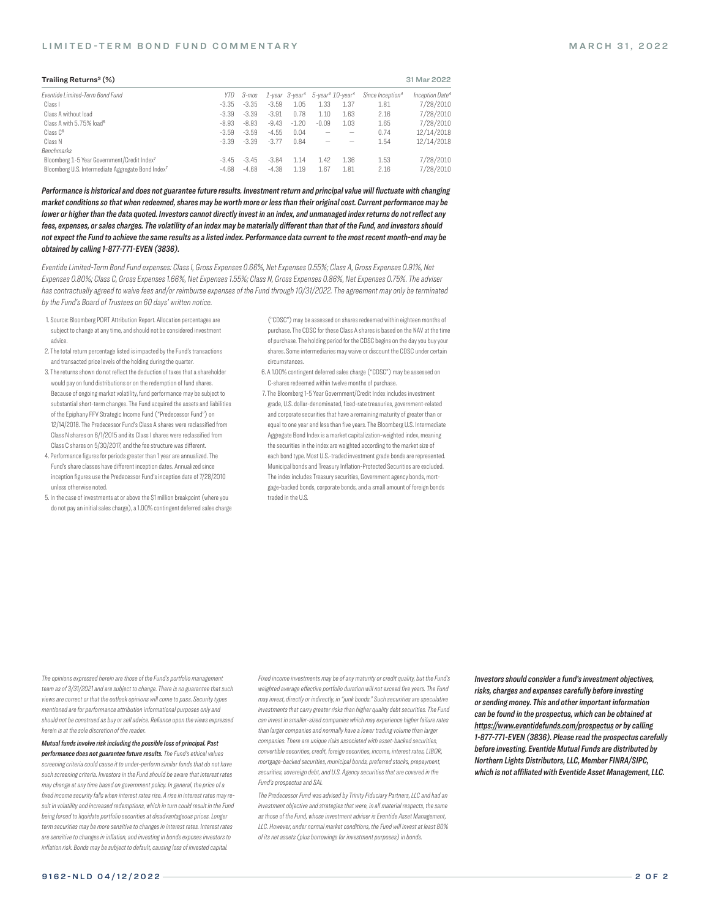**Trailing Returns[3] (%)** — 31 Mar 2022

| Eventide Limited-Term Bond Fund | YTD | 3-mos | 1-year | 3-year[4] | 5-year[4] | 10-year[4] | Since Inception[4] | Inception Date[4] |
|---|---|---|---|---|---|---|---|---|
| Class I | -3.35 | -3.35 | -3.59 | 1.05 | 1.33 | 1.37 | 1.81 | 7/28/2010 |
| Class A without load | -3.39 | -3.39 | -3.91 | 0.78 | 1.10 | 1.63 | 2.16 | 7/28/2010 |
| Class A with 5.75% load[5] | -8.93 | -8.93 | -9.43 | -1.20 | -0.09 | 1.03 | 1.65 | 7/28/2010 |
| Class C[6] | -3.59 | -3.59 | -4.55 | 0.04 | — | — | 0.74 | 12/14/2018 |
| Class N | -3.39 | -3.39 | -3.77 | 0.84 | — | — | 1.54 | 12/14/2018 |
| *Benchmarks* | | | | | | | | |
| Bloomberg 1-5 Year Government/Credit Index[7] | -3.45 | -3.45 | -3.84 | 1.14 | 1.42 | 1.36 | 1.53 | 7/28/2010 |
| Bloomberg U.S. Intermediate Aggregate Bond Index[7] | -4.68 | -4.68 | -4.38 | 1.19 | 1.67 | 1.81 | 2.16 | 7/28/2010 |

***Performance is historical and does not guarantee future results. Investment return and principal value will fluctuate with changing market conditions so that when redeemed, shares may be worth more or less than their original cost. Current performance may be lower or higher than the data quoted. Investors cannot directly invest in an index, and unmanaged index returns do not reflect any fees, expenses, or sales charges. The volatility of an index may be materially different than that of the Fund, and investors should not expect the Fund to achieve the same results as a listed index. Performance data current to the most recent month-end may be obtained by calling 1-877-771-EVEN (3836).***

*Eventide Limited-Term Bond Fund expenses: Class I, Gross Expenses 0.66%, Net Expenses 0.55%; Class A, Gross Expenses 0.91%, Net Expenses 0.80%; Class C, Gross Expenses 1.66%, Net Expenses 1.55%; Class N, Gross Expenses 0.86%, Net Expenses 0.75%. The adviser has contractually agreed to waive fees and/or reimburse expenses of the Fund through 10/31/2022. The agreement may only be terminated by the Fund's Board of Trustees on 60 days' written notice.*

1. Source: Bloomberg PORT Attribution Report. Allocation percentages are subject to change at any time, and should not be considered investment advice.
2. The total return percentage listed is impacted by the Fund's transactions and transacted price levels of the holding during the quarter.
3. The returns shown do not reflect the deduction of taxes that a shareholder would pay on fund distributions or on the redemption of fund shares. Because of ongoing market volatility, fund performance may be subject to substantial short-term changes. The Fund acquired the assets and liabilities of the Epiphany FFV Strategic Income Fund ("Predecessor Fund") on 12/14/2018. The Predecessor Fund's Class A shares were reclassified from Class N shares on 6/1/2015 and its Class I shares were reclassified from Class C shares on 5/30/2017, and the fee structure was different.
4. Performance figures for periods greater than 1 year are annualized. The Fund's share classes have different inception dates. Annualized since inception figures use the Predecessor Fund's inception date of 7/28/2010 unless otherwise noted.
5. In the case of investments at or above the $1 million breakpoint (where you do not pay an initial sales charge), a 1.00% contingent deferred sales charge ("CDSC") may be assessed on shares redeemed within eighteen months of purchase. The CDSC for these Class A shares is based on the NAV at the time of purchase. The holding period for the CDSC begins on the day you buy your shares. Some intermediaries may waive or discount the CDSC under certain circumstances.
6. A 1.00% contingent deferred sales charge ("CDSC") may be assessed on C-shares redeemed within twelve months of purchase.
7. The Bloomberg 1-5 Year Government/Credit Index includes investment grade, U.S. dollar-denominated, fixed-rate treasuries, government-related and corporate securities that have a remaining maturity of greater than or equal to one year and less than five years. The Bloomberg U.S. Intermediate Aggregate Bond Index is a market capitalization-weighted index, meaning the securities in the index are weighted according to the market size of each bond type. Most U.S.-traded investment grade bonds are represented. Municipal bonds and Treasury Inflation-Protected Securities are excluded. The index includes Treasury securities, Government agency bonds, mortgage-backed bonds, corporate bonds, and a small amount of foreign bonds traded in the U.S.

*The opinions expressed herein are those of the Fund's portfolio management team as of 3/31/2021 and are subject to change. There is no guarantee that such views are correct or that the outlook opinions will come to pass. Security types mentioned are for performance attribution informational purposes only and should not be construed as buy or sell advice. Reliance upon the views expressed herein is at the sole discretion of the reader.*

***Mutual funds involve risk including the possible loss of principal. Past performance does not guarantee future results.*** *The Fund's ethical values screening criteria could cause it to under-perform similar funds that do not have such screening criteria. Investors in the Fund should be aware that interest rates may change at any time based on government policy. In general, the price of a fixed income security falls when interest rates rise. A rise in interest rates may result in volatility and increased redemptions, which in turn could result in the Fund being forced to liquidate portfolio securities at disadvantageous prices. Longer term securities may be more sensitive to changes in interest rates. Interest rates are sensitive to changes in inflation, and investing in bonds exposes investors to inflation risk. Bonds may be subject to default, causing loss of invested capital.*

*Fixed income investments may be of any maturity or credit quality, but the Fund's weighted average effective portfolio duration will not exceed five years. The Fund may invest, directly or indirectly, in "junk bonds." Such securities are speculative investments that carry greater risks than higher quality debt securities. The Fund can invest in smaller-sized companies which may experience higher failure rates than larger companies and normally have a lower trading volume than larger companies. There are unique risks associated with asset-backed securities, convertible securities, credit, foreign securities, income, interest rates, LIBOR, mortgage-backed securities, municipal bonds, preferred stocks, prepayment, securities, sovereign debt, and U.S. Agency securities that are covered in the Fund's prospectus and SAI.*

*The Predecessor Fund was advised by Trinity Fiduciary Partners, LLC and had an investment objective and strategies that were, in all material respects, the same as those of the Fund, whose investment adviser is Eventide Asset Management, LLC. However, under normal market conditions, the Fund will invest at least 80% of its net assets (plus borrowings for investment purposes) in bonds.*

***Investors should consider a fund's investment objectives, risks, charges and expenses carefully before investing or sending money. This and other important information can be found in the prospectus, which can be obtained at https://www.eventidefunds.com/prospectus or by calling 1-877-771-EVEN (3836). Please read the prospectus carefully before investing. Eventide Mutual Funds are distributed by Northern Lights Distributors, LLC, Member FINRA/SIPC, which is not affiliated with Eventide Asset Management, LLC.***

9162-NLD 04/12/2022